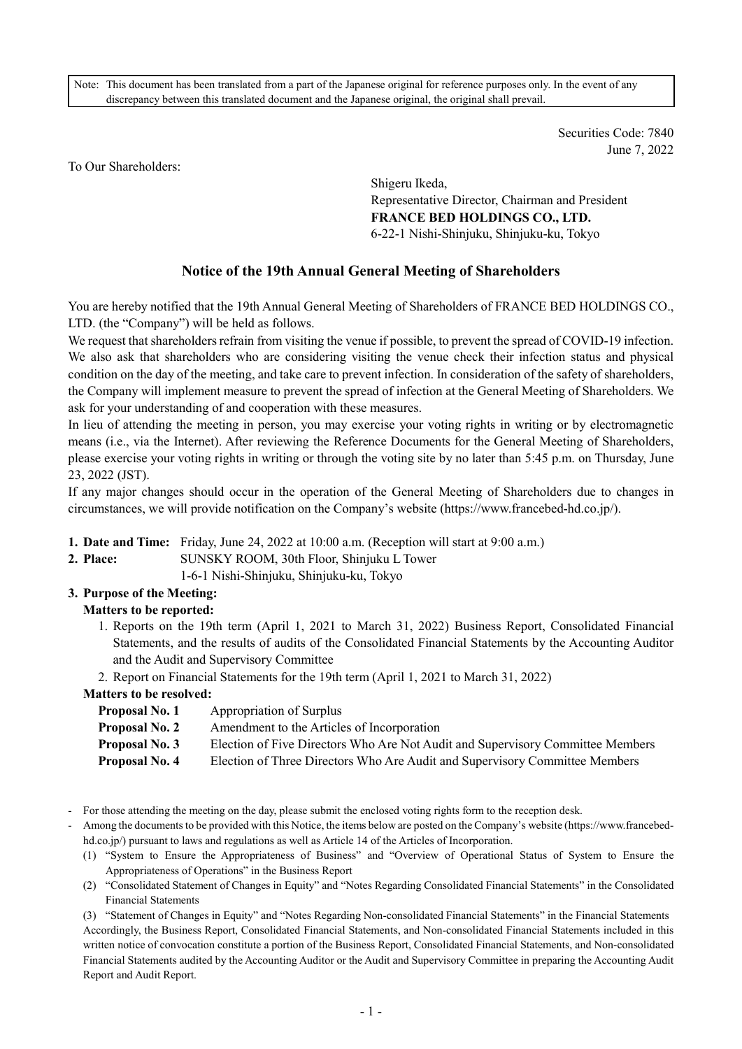> Note: This document has been translated from a part of the Japanese original for reference purposes only. In the event of any discrepancy between this translated document and the Japanese original, the original shall prevail.

Securities Code: 7840
June 7, 2022

To Our Shareholders:

Shigeru Ikeda,
Representative Director, Chairman and President
**FRANCE BED HOLDINGS CO., LTD.**
6-22-1 Nishi-Shinjuku, Shinjuku-ku, Tokyo

# Notice of the 19th Annual General Meeting of Shareholders

You are hereby notified that the 19th Annual General Meeting of Shareholders of FRANCE BED HOLDINGS CO., LTD. (the "Company") will be held as follows.

We request that shareholders refrain from visiting the venue if possible, to prevent the spread of COVID-19 infection. We also ask that shareholders who are considering visiting the venue check their infection status and physical condition on the day of the meeting, and take care to prevent infection. In consideration of the safety of shareholders, the Company will implement measure to prevent the spread of infection at the General Meeting of Shareholders. We ask for your understanding of and cooperation with these measures.

In lieu of attending the meeting in person, you may exercise your voting rights in writing or by electromagnetic means (i.e., via the Internet). After reviewing the Reference Documents for the General Meeting of Shareholders, please exercise your voting rights in writing or through the voting site by no later than 5:45 p.m. on Thursday, June 23, 2022 (JST).

If any major changes should occur in the operation of the General Meeting of Shareholders due to changes in circumstances, we will provide notification on the Company's website (https://www.francebed-hd.co.jp/).

**1. Date and Time:** Friday, June 24, 2022 at 10:00 a.m. (Reception will start at 9:00 a.m.)

**2. Place:** SUNSKY ROOM, 30th Floor, Shinjuku L Tower
1-6-1 Nishi-Shinjuku, Shinjuku-ku, Tokyo

**3. Purpose of the Meeting:**

**Matters to be reported:**

1. Reports on the 19th term (April 1, 2021 to March 31, 2022) Business Report, Consolidated Financial Statements, and the results of audits of the Consolidated Financial Statements by the Accounting Auditor and the Audit and Supervisory Committee
2. Report on Financial Statements for the 19th term (April 1, 2021 to March 31, 2022)

**Matters to be resolved:**

**Proposal No. 1** Appropriation of Surplus
**Proposal No. 2** Amendment to the Articles of Incorporation
**Proposal No. 3** Election of Five Directors Who Are Not Audit and Supervisory Committee Members
**Proposal No. 4** Election of Three Directors Who Are Audit and Supervisory Committee Members

- For those attending the meeting on the day, please submit the enclosed voting rights form to the reception desk.
- Among the documents to be provided with this Notice, the items below are posted on the Company's website (https://www.francebed-hd.co.jp/) pursuant to laws and regulations as well as Article 14 of the Articles of Incorporation.
  (1) "System to Ensure the Appropriateness of Business" and "Overview of Operational Status of System to Ensure the Appropriateness of Operations" in the Business Report
  (2) "Consolidated Statement of Changes in Equity" and "Notes Regarding Consolidated Financial Statements" in the Consolidated Financial Statements
  (3) "Statement of Changes in Equity" and "Notes Regarding Non-consolidated Financial Statements" in the Financial Statements

  Accordingly, the Business Report, Consolidated Financial Statements, and Non-consolidated Financial Statements included in this written notice of convocation constitute a portion of the Business Report, Consolidated Financial Statements, and Non-consolidated Financial Statements audited by the Accounting Auditor or the Audit and Supervisory Committee in preparing the Accounting Audit Report and Audit Report.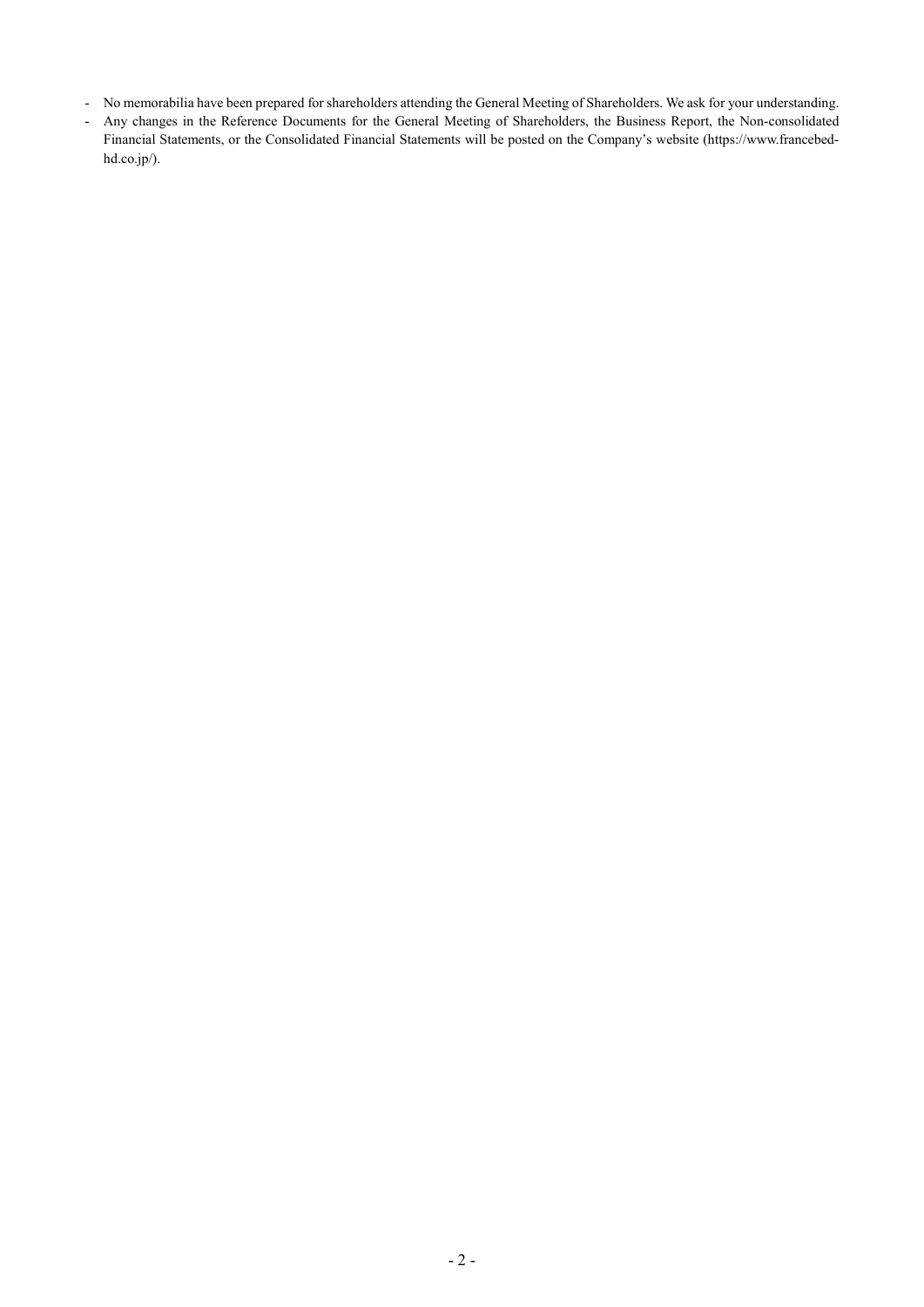- No memorabilia have been prepared for shareholders attending the General Meeting of Shareholders. We ask for your understanding.
- Any changes in the Reference Documents for the General Meeting of Shareholders, the Business Report, the Non-consolidated Financial Statements, or the Consolidated Financial Statements will be posted on the Company's website (https://www.francebed-hd.co.jp/).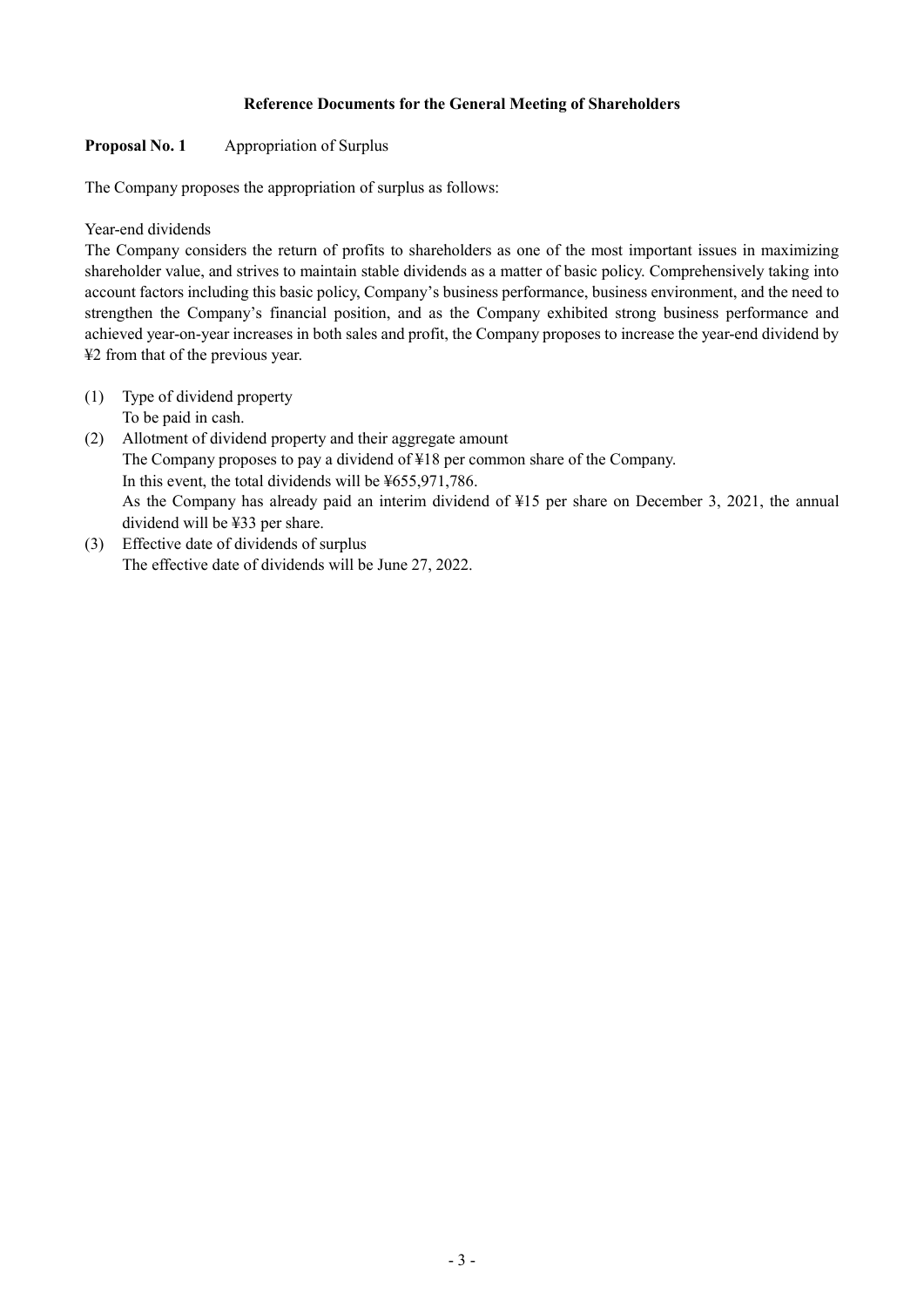## Reference Documents for the General Meeting of Shareholders

**Proposal No. 1** Appropriation of Surplus

The Company proposes the appropriation of surplus as follows:

Year-end dividends

The Company considers the return of profits to shareholders as one of the most important issues in maximizing shareholder value, and strives to maintain stable dividends as a matter of basic policy. Comprehensively taking into account factors including this basic policy, Company's business performance, business environment, and the need to strengthen the Company's financial position, and as the Company exhibited strong business performance and achieved year-on-year increases in both sales and profit, the Company proposes to increase the year-end dividend by ¥2 from that of the previous year.

(1) Type of dividend property
 To be paid in cash.
(2) Allotment of dividend property and their aggregate amount
 The Company proposes to pay a dividend of ¥18 per common share of the Company.
 In this event, the total dividends will be ¥655,971,786.
 As the Company has already paid an interim dividend of ¥15 per share on December 3, 2021, the annual dividend will be ¥33 per share.
(3) Effective date of dividends of surplus
 The effective date of dividends will be June 27, 2022.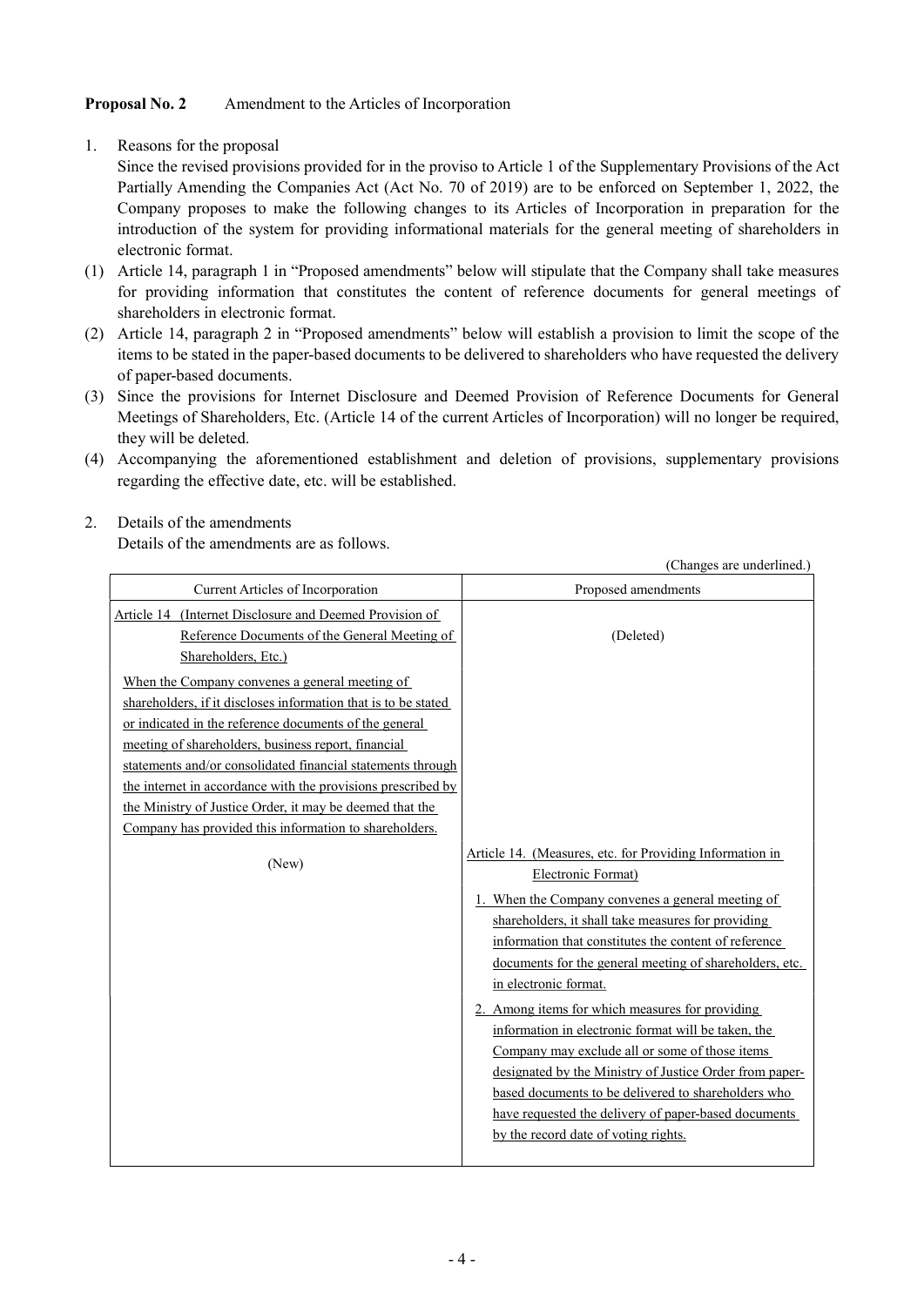**Proposal No. 2** Amendment to the Articles of Incorporation

1. Reasons for the proposal

Since the revised provisions provided for in the proviso to Article 1 of the Supplementary Provisions of the Act Partially Amending the Companies Act (Act No. 70 of 2019) are to be enforced on September 1, 2022, the Company proposes to make the following changes to its Articles of Incorporation in preparation for the introduction of the system for providing informational materials for the general meeting of shareholders in electronic format.

(1) Article 14, paragraph 1 in "Proposed amendments" below will stipulate that the Company shall take measures for providing information that constitutes the content of reference documents for general meetings of shareholders in electronic format.

(2) Article 14, paragraph 2 in "Proposed amendments" below will establish a provision to limit the scope of the items to be stated in the paper-based documents to be delivered to shareholders who have requested the delivery of paper-based documents.

(3) Since the provisions for Internet Disclosure and Deemed Provision of Reference Documents for General Meetings of Shareholders, Etc. (Article 14 of the current Articles of Incorporation) will no longer be required, they will be deleted.

(4) Accompanying the aforementioned establishment and deletion of provisions, supplementary provisions regarding the effective date, etc. will be established.

2. Details of the amendments

Details of the amendments are as follows.

(Changes are underlined.)

| Current Articles of Incorporation | Proposed amendments |
|---|---|
| Article 14 (Internet Disclosure and Deemed Provision of Reference Documents of the General Meeting of Shareholders, Etc.)<br>When the Company convenes a general meeting of shareholders, if it discloses information that is to be stated or indicated in the reference documents of the general meeting of shareholders, business report, financial statements and/or consolidated financial statements through the internet in accordance with the provisions prescribed by the Ministry of Justice Order, it may be deemed that the Company has provided this information to shareholders. | (Deleted) |
| (New) | Article 14. (Measures, etc. for Providing Information in Electronic Format)<br>1. When the Company convenes a general meeting of shareholders, it shall take measures for providing information that constitutes the content of reference documents for the general meeting of shareholders, etc. in electronic format.<br>2. Among items for which measures for providing information in electronic format will be taken, the Company may exclude all or some of those items designated by the Ministry of Justice Order from paper-based documents to be delivered to shareholders who have requested the delivery of paper-based documents by the record date of voting rights. |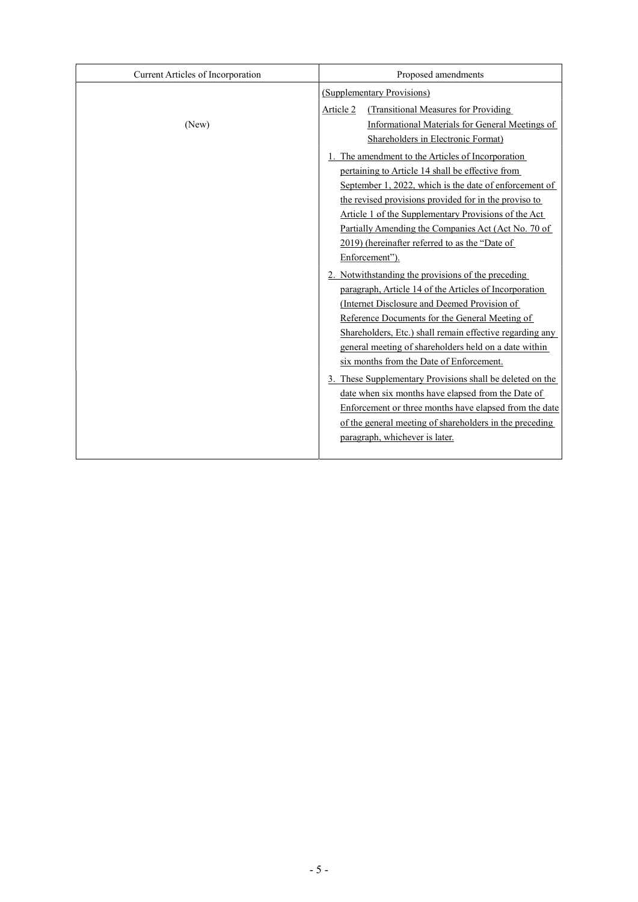| Current Articles of Incorporation | Proposed amendments |
| --- | --- |
| (New) | (Supplementary Provisions)<br>Article 2 (Transitional Measures for Providing Informational Materials for General Meetings of Shareholders in Electronic Format)<br>1. The amendment to the Articles of Incorporation pertaining to Article 14 shall be effective from September 1, 2022, which is the date of enforcement of the revised provisions provided for in the proviso to Article 1 of the Supplementary Provisions of the Act Partially Amending the Companies Act (Act No. 70 of 2019) (hereinafter referred to as the "Date of Enforcement").<br>2. Notwithstanding the provisions of the preceding paragraph, Article 14 of the Articles of Incorporation (Internet Disclosure and Deemed Provision of Reference Documents for the General Meeting of Shareholders, Etc.) shall remain effective regarding any general meeting of shareholders held on a date within six months from the Date of Enforcement.<br>3. These Supplementary Provisions shall be deleted on the date when six months have elapsed from the Date of Enforcement or three months have elapsed from the date of the general meeting of shareholders in the preceding paragraph, whichever is later. |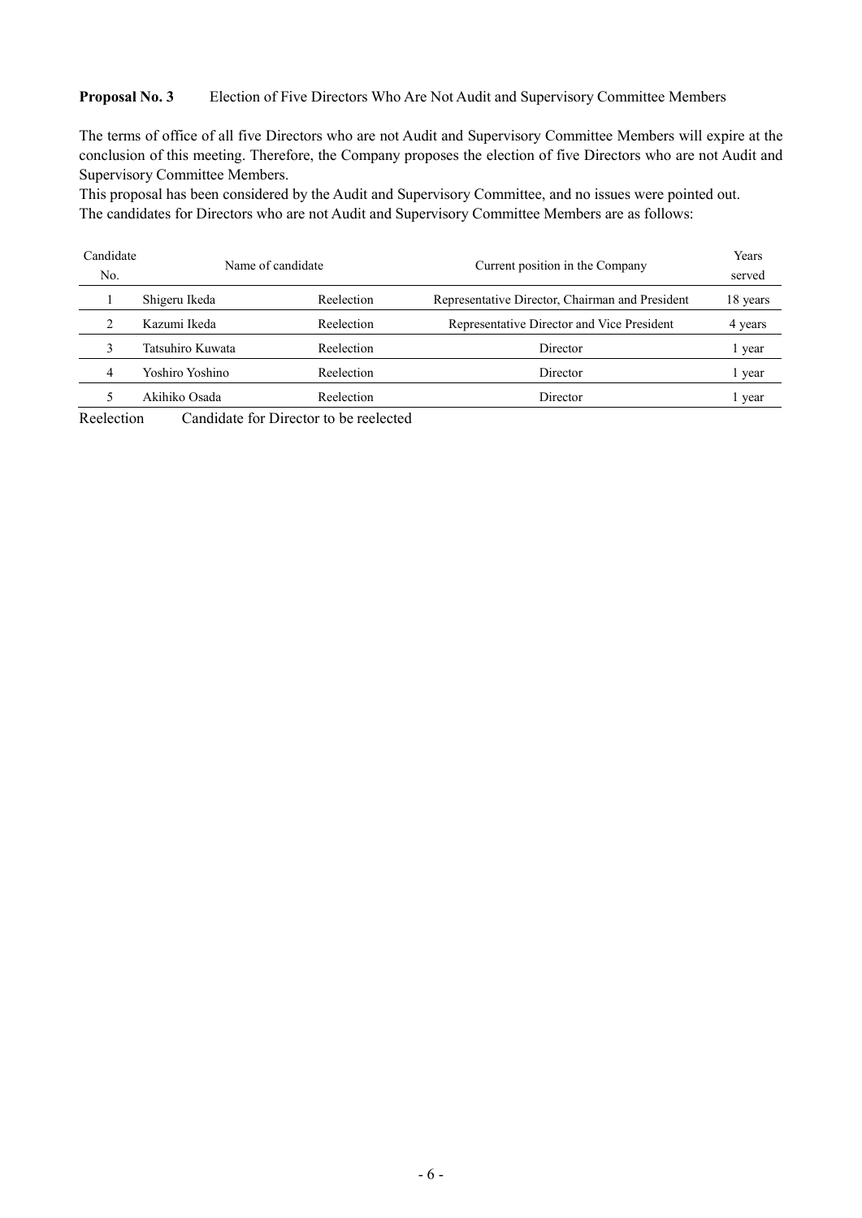**Proposal No. 3** Election of Five Directors Who Are Not Audit and Supervisory Committee Members

The terms of office of all five Directors who are not Audit and Supervisory Committee Members will expire at the conclusion of this meeting. Therefore, the Company proposes the election of five Directors who are not Audit and Supervisory Committee Members.

This proposal has been considered by the Audit and Supervisory Committee, and no issues were pointed out.

The candidates for Directors who are not Audit and Supervisory Committee Members are as follows:

| Candidate No. | Name of candidate | | Current position in the Company | Years served |
|---|---|---|---|---|
| 1 | Shigeru Ikeda | Reelection | Representative Director, Chairman and President | 18 years |
| 2 | Kazumi Ikeda | Reelection | Representative Director and Vice President | 4 years |
| 3 | Tatsuhiro Kuwata | Reelection | Director | 1 year |
| 4 | Yoshiro Yoshino | Reelection | Director | 1 year |
| 5 | Akihiko Osada | Reelection | Director | 1 year |

Reelection Candidate for Director to be reelected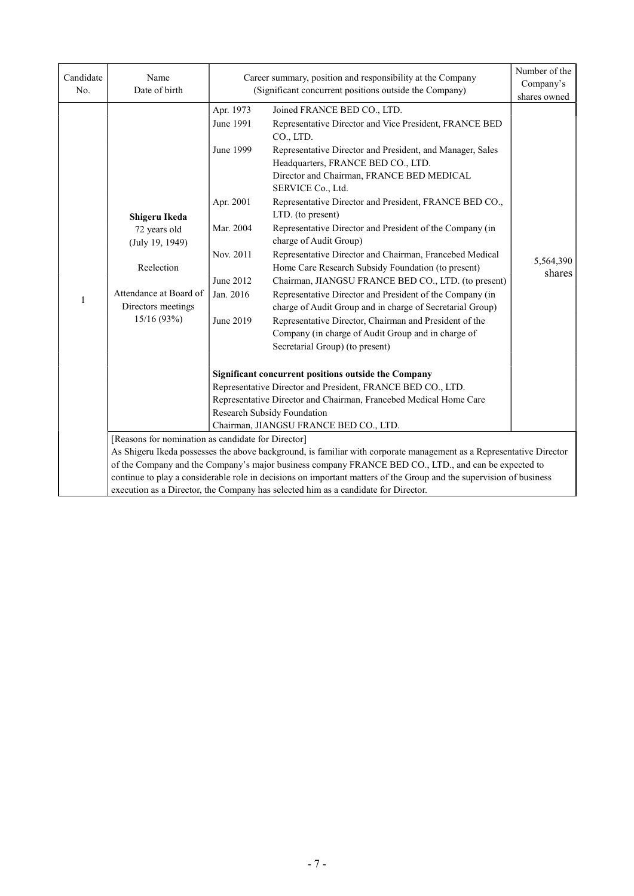| Candidate No. | Name<br>Date of birth | Career summary, position and responsibility at the Company<br>(Significant concurrent positions outside the Company) | | Number of the Company's shares owned |
|---|---|---|---|---|
| 1 | **Shigeru Ikeda**<br>72 years old<br>(July 19, 1949)<br><br>Reelection<br><br>Attendance at Board of Directors meetings<br>15/16 (93%) | Apr. 1973 | Joined FRANCE BED CO., LTD. | 5,564,390 shares |
| | | June 1991 | Representative Director and Vice President, FRANCE BED CO., LTD. | |
| | | June 1999 | Representative Director and President, and Manager, Sales Headquarters, FRANCE BED CO., LTD.<br>Director and Chairman, FRANCE BED MEDICAL SERVICE Co., Ltd. | |
| | | Apr. 2001 | Representative Director and President, FRANCE BED CO., LTD. (to present) | |
| | | Mar. 2004 | Representative Director and President of the Company (in charge of Audit Group) | |
| | | Nov. 2011 | Representative Director and Chairman, Francebed Medical Home Care Research Subsidy Foundation (to present) | |
| | | June 2012 | Chairman, JIANGSU FRANCE BED CO., LTD. (to present) | |
| | | Jan. 2016 | Representative Director and President of the Company (in charge of Audit Group and in charge of Secretarial Group) | |
| | | June 2019 | Representative Director, Chairman and President of the Company (in charge of Audit Group and in charge of Secretarial Group) (to present) | |
| | | **Significant concurrent positions outside the Company**<br>Representative Director and President, FRANCE BED CO., LTD.<br>Representative Director and Chairman, Francebed Medical Home Care Research Subsidy Foundation<br>Chairman, JIANGSU FRANCE BED CO., LTD. | | |
| | [Reasons for nomination as candidate for Director]<br>As Shigeru Ikeda possesses the above background, is familiar with corporate management as a Representative Director of the Company and the Company's major business company FRANCE BED CO., LTD., and can be expected to continue to play a considerable role in decisions on important matters of the Group and the supervision of business execution as a Director, the Company has selected him as a candidate for Director. | | | |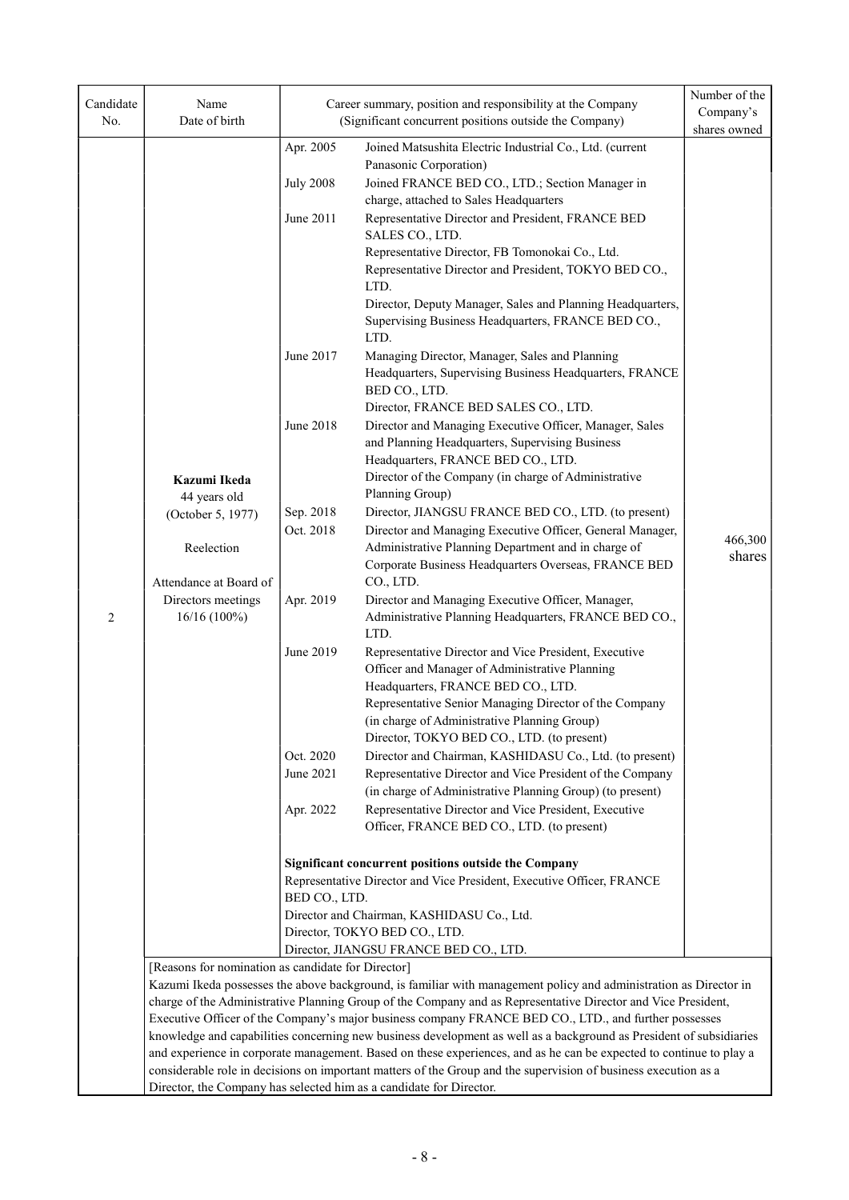| Candidate No. | Name Date of birth | Career summary, position and responsibility at the Company (Significant concurrent positions outside the Company) | | Number of the Company's shares owned |
|---|---|---|---|---|
| 2 | **Kazumi Ikeda** 44 years old (October 5, 1977) Reelection Attendance at Board of Directors meetings 16/16 (100%) | Apr. 2005 | Joined Matsushita Electric Industrial Co., Ltd. (current Panasonic Corporation) | 466,300 shares |
| | | July 2008 | Joined FRANCE BED CO., LTD.; Section Manager in charge, attached to Sales Headquarters | |
| | | June 2011 | Representative Director and President, FRANCE BED SALES CO., LTD. Representative Director, FB Tomonokai Co., Ltd. Representative Director and President, TOKYO BED CO., LTD. Director, Deputy Manager, Sales and Planning Headquarters, Supervising Business Headquarters, FRANCE BED CO., LTD. | |
| | | June 2017 | Managing Director, Manager, Sales and Planning Headquarters, Supervising Business Headquarters, FRANCE BED CO., LTD. Director, FRANCE BED SALES CO., LTD. | |
| | | June 2018 | Director and Managing Executive Officer, Manager, Sales and Planning Headquarters, Supervising Business Headquarters, FRANCE BED CO., LTD. Director of the Company (in charge of Administrative Planning Group) | |
| | | Sep. 2018 | Director, JIANGSU FRANCE BED CO., LTD. (to present) | |
| | | Oct. 2018 | Director and Managing Executive Officer, General Manager, Administrative Planning Department and in charge of Corporate Business Headquarters Overseas, FRANCE BED CO., LTD. | |
| | | Apr. 2019 | Director and Managing Executive Officer, Manager, Administrative Planning Headquarters, FRANCE BED CO., LTD. | |
| | | June 2019 | Representative Director and Vice President, Executive Officer and Manager of Administrative Planning Headquarters, FRANCE BED CO., LTD. Representative Senior Managing Director of the Company (in charge of Administrative Planning Group) Director, TOKYO BED CO., LTD. (to present) | |
| | | Oct. 2020 | Director and Chairman, KASHIDASU Co., Ltd. (to present) | |
| | | June 2021 | Representative Director and Vice President of the Company (in charge of Administrative Planning Group) (to present) | |
| | | Apr. 2022 | Representative Director and Vice President, Executive Officer, FRANCE BED CO., LTD. (to present) | |
| | | **Significant concurrent positions outside the Company** Representative Director and Vice President, Executive Officer, FRANCE BED CO., LTD. Director and Chairman, KASHIDASU Co., Ltd. Director, TOKYO BED CO., LTD. Director, JIANGSU FRANCE BED CO., LTD. | | |

[Reasons for nomination as candidate for Director]

Kazumi Ikeda possesses the above background, is familiar with management policy and administration as Director in charge of the Administrative Planning Group of the Company and as Representative Director and Vice President, Executive Officer of the Company's major business company FRANCE BED CO., LTD., and further possesses knowledge and capabilities concerning new business development as well as a background as President of subsidiaries and experience in corporate management. Based on these experiences, and as he can be expected to continue to play a considerable role in decisions on important matters of the Group and the supervision of business execution as a Director, the Company has selected him as a candidate for Director.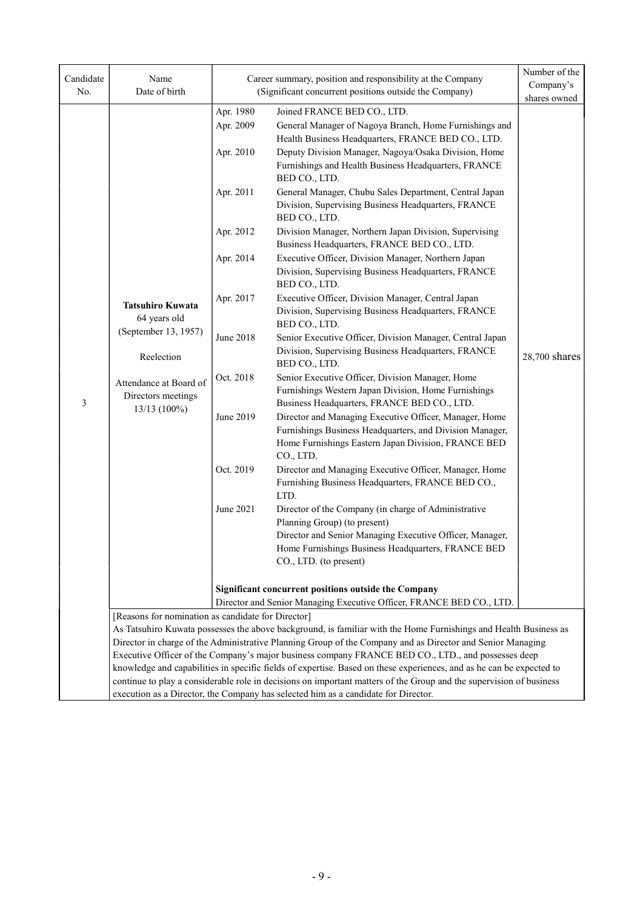| Candidate No. | Name<br>Date of birth | Career summary, position and responsibility at the Company<br>(Significant concurrent positions outside the Company) | | Number of the Company's shares owned |
|---|---|---|---|---|
| 3 | **Tatsuhiro Kuwata**<br>64 years old<br>(September 13, 1957)<br><br>Reelection<br><br>Attendance at Board of Directors meetings<br>13/13 (100%) | Apr. 1980 | Joined FRANCE BED CO., LTD. | 28,700 shares |
| | | Apr. 2009 | General Manager of Nagoya Branch, Home Furnishings and Health Business Headquarters, FRANCE BED CO., LTD. | |
| | | Apr. 2010 | Deputy Division Manager, Nagoya/Osaka Division, Home Furnishings and Health Business Headquarters, FRANCE BED CO., LTD. | |
| | | Apr. 2011 | General Manager, Chubu Sales Department, Central Japan Division, Supervising Business Headquarters, FRANCE BED CO., LTD. | |
| | | Apr. 2012 | Division Manager, Northern Japan Division, Supervising Business Headquarters, FRANCE BED CO., LTD. | |
| | | Apr. 2014 | Executive Officer, Division Manager, Northern Japan Division, Supervising Business Headquarters, FRANCE BED CO., LTD. | |
| | | Apr. 2017 | Executive Officer, Division Manager, Central Japan Division, Supervising Business Headquarters, FRANCE BED CO., LTD. | |
| | | June 2018 | Senior Executive Officer, Division Manager, Central Japan Division, Supervising Business Headquarters, FRANCE BED CO., LTD. | |
| | | Oct. 2018 | Senior Executive Officer, Division Manager, Home Furnishings Western Japan Division, Home Furnishings Business Headquarters, FRANCE BED CO., LTD. | |
| | | June 2019 | Director and Managing Executive Officer, Manager, Home Furnishings Business Headquarters, and Division Manager, Home Furnishings Eastern Japan Division, FRANCE BED CO., LTD. | |
| | | Oct. 2019 | Director and Managing Executive Officer, Manager, Home Furnishing Business Headquarters, FRANCE BED CO., LTD. | |
| | | June 2021 | Director of the Company (in charge of Administrative Planning Group) (to present)<br>Director and Senior Managing Executive Officer, Manager, Home Furnishings Business Headquarters, FRANCE BED CO., LTD. (to present) | |
| | | **Significant concurrent positions outside the Company**<br>Director and Senior Managing Executive Officer, FRANCE BED CO., LTD. | | |
| | [Reasons for nomination as candidate for Director]<br>As Tatsuhiro Kuwata possesses the above background, is familiar with the Home Furnishings and Health Business as Director in charge of the Administrative Planning Group of the Company and as Director and Senior Managing Executive Officer of the Company's major business company FRANCE BED CO., LTD., and possesses deep knowledge and capabilities in specific fields of expertise. Based on these experiences, and as he can be expected to continue to play a considerable role in decisions on important matters of the Group and the supervision of business execution as a Director, the Company has selected him as a candidate for Director. | | | |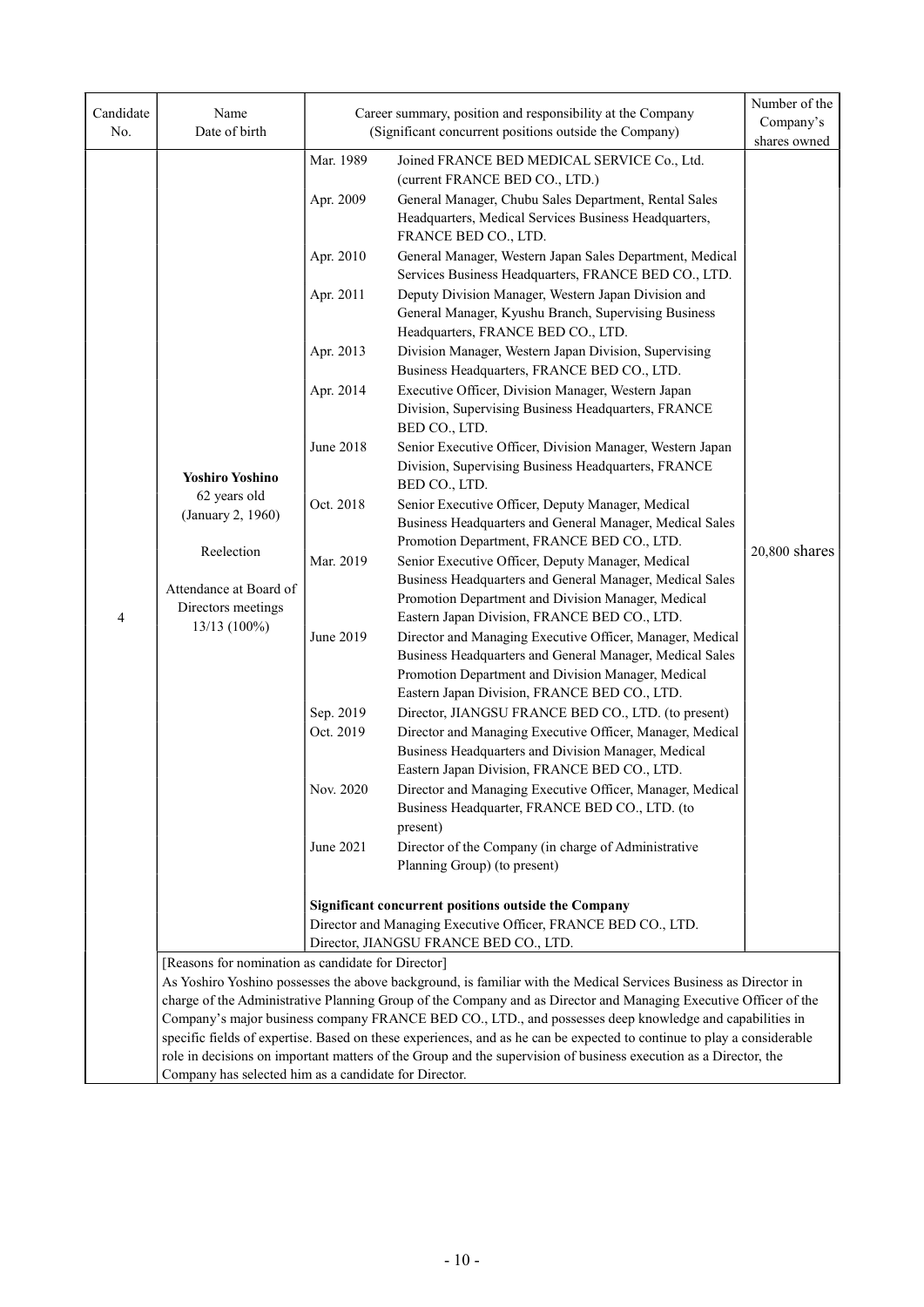| Candidate No. | Name Date of birth | Career summary, position and responsibility at the Company (Significant concurrent positions outside the Company) | | Number of the Company's shares owned |
|---|---|---|---|---|
| 4 | **Yoshiro Yoshino** 62 years old (January 2, 1960) Reelection Attendance at Board of Directors meetings 13/13 (100%) | Mar. 1989 | Joined FRANCE BED MEDICAL SERVICE Co., Ltd. (current FRANCE BED CO., LTD.) | 20,800 shares |
| | | Apr. 2009 | General Manager, Chubu Sales Department, Rental Sales Headquarters, Medical Services Business Headquarters, FRANCE BED CO., LTD. | |
| | | Apr. 2010 | General Manager, Western Japan Sales Department, Medical Services Business Headquarters, FRANCE BED CO., LTD. | |
| | | Apr. 2011 | Deputy Division Manager, Western Japan Division and General Manager, Kyushu Branch, Supervising Business Headquarters, FRANCE BED CO., LTD. | |
| | | Apr. 2013 | Division Manager, Western Japan Division, Supervising Business Headquarters, FRANCE BED CO., LTD. | |
| | | Apr. 2014 | Executive Officer, Division Manager, Western Japan Division, Supervising Business Headquarters, FRANCE BED CO., LTD. | |
| | | June 2018 | Senior Executive Officer, Division Manager, Western Japan Division, Supervising Business Headquarters, FRANCE BED CO., LTD. | |
| | | Oct. 2018 | Senior Executive Officer, Deputy Manager, Medical Business Headquarters and General Manager, Medical Sales Promotion Department, FRANCE BED CO., LTD. | |
| | | Mar. 2019 | Senior Executive Officer, Deputy Manager, Medical Business Headquarters and General Manager, Medical Sales Promotion Department and Division Manager, Medical Eastern Japan Division, FRANCE BED CO., LTD. | |
| | | June 2019 | Director and Managing Executive Officer, Manager, Medical Business Headquarters and General Manager, Medical Sales Promotion Department and Division Manager, Medical Eastern Japan Division, FRANCE BED CO., LTD. | |
| | | Sep. 2019 | Director, JIANGSU FRANCE BED CO., LTD. (to present) | |
| | | Oct. 2019 | Director and Managing Executive Officer, Manager, Medical Business Headquarters and Division Manager, Medical Eastern Japan Division, FRANCE BED CO., LTD. | |
| | | Nov. 2020 | Director and Managing Executive Officer, Manager, Medical Business Headquarter, FRANCE BED CO., LTD. (to present) | |
| | | June 2021 | Director of the Company (in charge of Administrative Planning Group) (to present) | |
| | | **Significant concurrent positions outside the Company** Director and Managing Executive Officer, FRANCE BED CO., LTD. Director, JIANGSU FRANCE BED CO., LTD. | | |
| | [Reasons for nomination as candidate for Director] As Yoshiro Yoshino possesses the above background, is familiar with the Medical Services Business as Director in charge of the Administrative Planning Group of the Company and as Director and Managing Executive Officer of the Company's major business company FRANCE BED CO., LTD., and possesses deep knowledge and capabilities in specific fields of expertise. Based on these experiences, and as he can be expected to continue to play a considerable role in decisions on important matters of the Group and the supervision of business execution as a Director, the Company has selected him as a candidate for Director. | | | |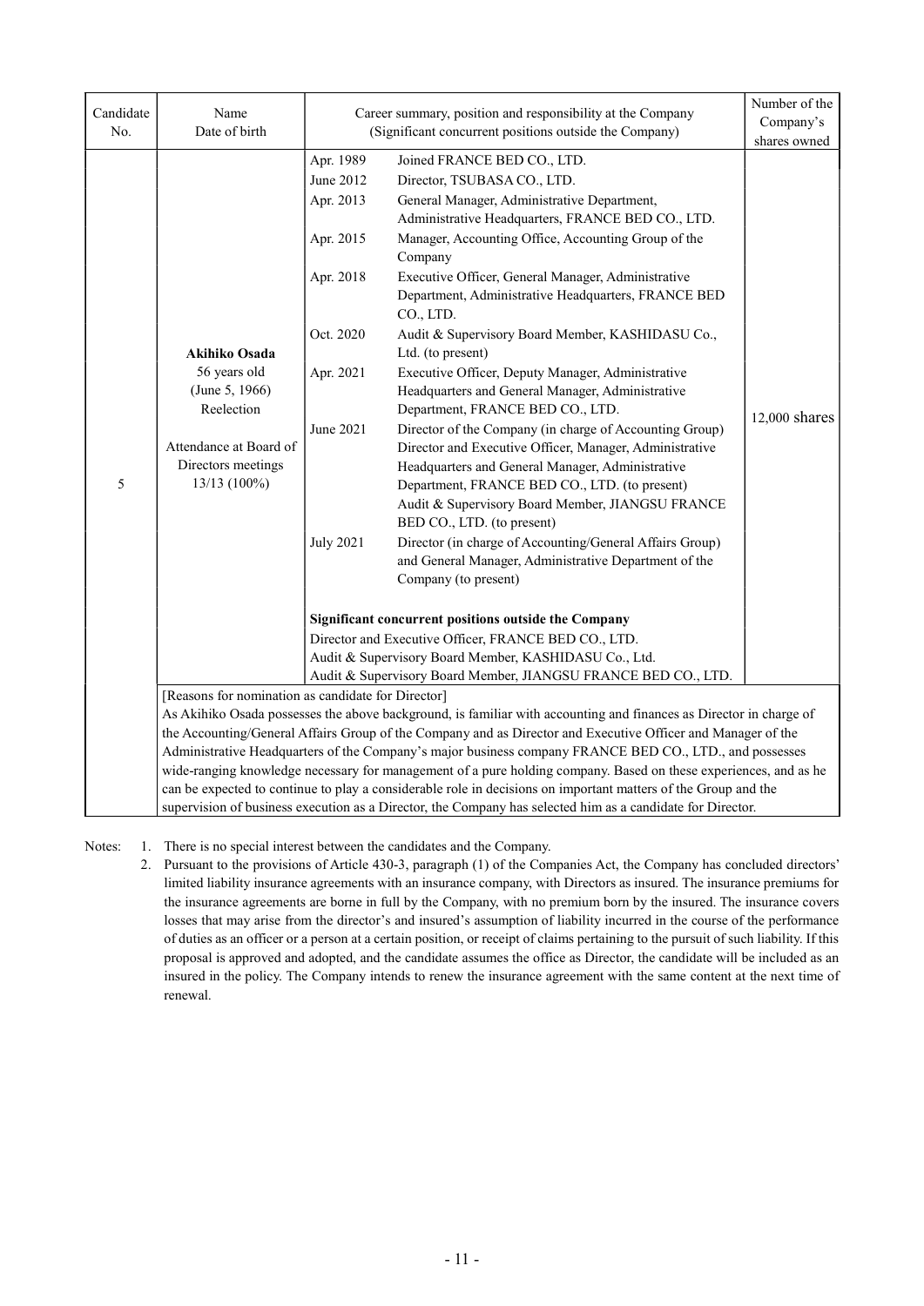| Candidate No. | Name<br>Date of birth | Career summary, position and responsibility at the Company<br>(Significant concurrent positions outside the Company) | Number of the Company's shares owned |
|---|---|---|---|
| 5 | **Akihiko Osada**<br>56 years old<br>(June 5, 1966)<br>Reelection<br><br>Attendance at Board of Directors meetings<br>13/13 (100%) | Apr. 1989 Joined FRANCE BED CO., LTD.<br>June 2012 Director, TSUBASA CO., LTD.<br>Apr. 2013 General Manager, Administrative Department, Administrative Headquarters, FRANCE BED CO., LTD.<br>Apr. 2015 Manager, Accounting Office, Accounting Group of the Company<br>Apr. 2018 Executive Officer, General Manager, Administrative Department, Administrative Headquarters, FRANCE BED CO., LTD.<br>Oct. 2020 Audit & Supervisory Board Member, KASHIDASU Co., Ltd. (to present)<br>Apr. 2021 Executive Officer, Deputy Manager, Administrative Headquarters and General Manager, Administrative Department, FRANCE BED CO., LTD.<br>June 2021 Director of the Company (in charge of Accounting Group)<br>Director and Executive Officer, Manager, Administrative Headquarters and General Manager, Administrative Department, FRANCE BED CO., LTD. (to present)<br>Audit & Supervisory Board Member, JIANGSU FRANCE BED CO., LTD. (to present)<br>July 2021 Director (in charge of Accounting/General Affairs Group) and General Manager, Administrative Department of the Company (to present)<br><br>**Significant concurrent positions outside the Company**<br>Director and Executive Officer, FRANCE BED CO., LTD.<br>Audit & Supervisory Board Member, KASHIDASU Co., Ltd.<br>Audit & Supervisory Board Member, JIANGSU FRANCE BED CO., LTD. | 12,000 shares |
| | [Reasons for nomination as candidate for Director]<br>As Akihiko Osada possesses the above background, is familiar with accounting and finances as Director in charge of the Accounting/General Affairs Group of the Company and as Director and Executive Officer and Manager of the Administrative Headquarters of the Company's major business company FRANCE BED CO., LTD., and possesses wide-ranging knowledge necessary for management of a pure holding company. Based on these experiences, and as he can be expected to continue to play a considerable role in decisions on important matters of the Group and the supervision of business execution as a Director, the Company has selected him as a candidate for Director. | | |

Notes:
1. There is no special interest between the candidates and the Company.
2. Pursuant to the provisions of Article 430-3, paragraph (1) of the Companies Act, the Company has concluded directors' limited liability insurance agreements with an insurance company, with Directors as insured. The insurance premiums for the insurance agreements are borne in full by the Company, with no premium born by the insured. The insurance covers losses that may arise from the director's and insured's assumption of liability incurred in the course of the performance of duties as an officer or a person at a certain position, or receipt of claims pertaining to the pursuit of such liability. If this proposal is approved and adopted, and the candidate assumes the office as Director, the candidate will be included as an insured in the policy. The Company intends to renew the insurance agreement with the same content at the next time of renewal.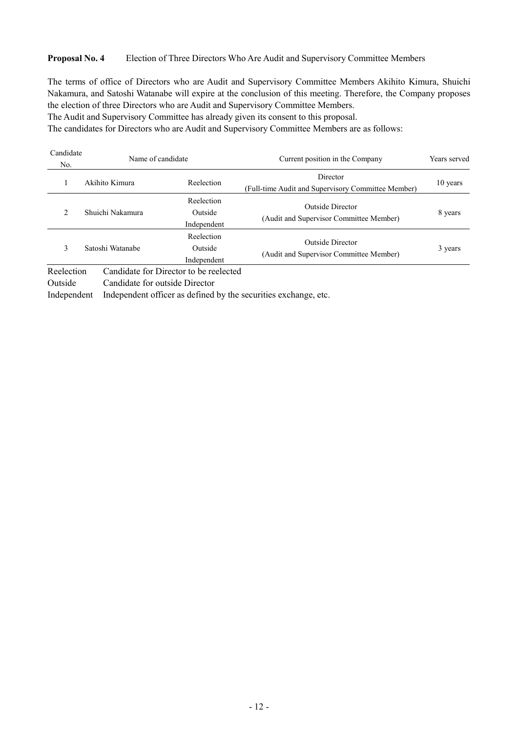**Proposal No. 4** Election of Three Directors Who Are Audit and Supervisory Committee Members

The terms of office of Directors who are Audit and Supervisory Committee Members Akihito Kimura, Shuichi Nakamura, and Satoshi Watanabe will expire at the conclusion of this meeting. Therefore, the Company proposes the election of three Directors who are Audit and Supervisory Committee Members.

The Audit and Supervisory Committee has already given its consent to this proposal.

The candidates for Directors who are Audit and Supervisory Committee Members are as follows:

| Candidate No. | Name of candidate | | Current position in the Company | Years served |
|---|---|---|---|---|
| 1 | Akihito Kimura | Reelection | Director<br>(Full-time Audit and Supervisory Committee Member) | 10 years |
| 2 | Shuichi Nakamura | Reelection<br>Outside<br>Independent | Outside Director<br>(Audit and Supervisor Committee Member) | 8 years |
| 3 | Satoshi Watanabe | Reelection<br>Outside<br>Independent | Outside Director<br>(Audit and Supervisor Committee Member) | 3 years |

Reelection Candidate for Director to be reelected

Outside Candidate for outside Director

Independent Independent officer as defined by the securities exchange, etc.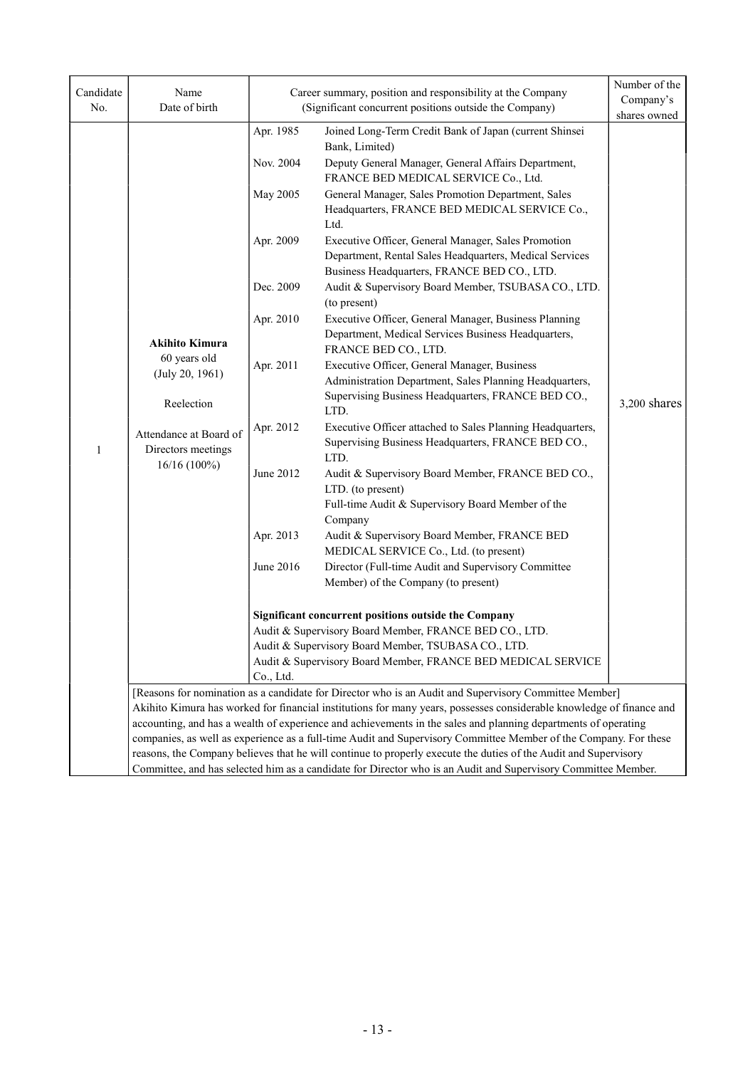| Candidate No. | Name<br>Date of birth | Career summary, position and responsibility at the Company<br>(Significant concurrent positions outside the Company) | | Number of the Company's shares owned |
|---|---|---|---|---|
| 1 | **Akihito Kimura**<br>60 years old<br>(July 20, 1961)<br><br>Reelection<br><br>Attendance at Board of Directors meetings<br>16/16 (100%) | Apr. 1985 | Joined Long-Term Credit Bank of Japan (current Shinsei Bank, Limited) | 3,200 shares |
| | | Nov. 2004 | Deputy General Manager, General Affairs Department, FRANCE BED MEDICAL SERVICE Co., Ltd. | |
| | | May 2005 | General Manager, Sales Promotion Department, Sales Headquarters, FRANCE BED MEDICAL SERVICE Co., Ltd. | |
| | | Apr. 2009 | Executive Officer, General Manager, Sales Promotion Department, Rental Sales Headquarters, Medical Services Business Headquarters, FRANCE BED CO., LTD. | |
| | | Dec. 2009 | Audit & Supervisory Board Member, TSUBASA CO., LTD. (to present) | |
| | | Apr. 2010 | Executive Officer, General Manager, Business Planning Department, Medical Services Business Headquarters, FRANCE BED CO., LTD. | |
| | | Apr. 2011 | Executive Officer, General Manager, Business Administration Department, Sales Planning Headquarters, Supervising Business Headquarters, FRANCE BED CO., LTD. | |
| | | Apr. 2012 | Executive Officer attached to Sales Planning Headquarters, Supervising Business Headquarters, FRANCE BED CO., LTD. | |
| | | June 2012 | Audit & Supervisory Board Member, FRANCE BED CO., LTD. (to present)<br>Full-time Audit & Supervisory Board Member of the Company | |
| | | Apr. 2013 | Audit & Supervisory Board Member, FRANCE BED MEDICAL SERVICE Co., Ltd. (to present) | |
| | | June 2016 | Director (Full-time Audit and Supervisory Committee Member) of the Company (to present) | |
| | | **Significant concurrent positions outside the Company**<br>Audit & Supervisory Board Member, FRANCE BED CO., LTD.<br>Audit & Supervisory Board Member, TSUBASA CO., LTD.<br>Audit & Supervisory Board Member, FRANCE BED MEDICAL SERVICE Co., Ltd. | | |
| | [Reasons for nomination as a candidate for Director who is an Audit and Supervisory Committee Member]<br>Akihito Kimura has worked for financial institutions for many years, possesses considerable knowledge of finance and accounting, and has a wealth of experience and achievements in the sales and planning departments of operating companies, as well as experience as a full-time Audit and Supervisory Committee Member of the Company. For these reasons, the Company believes that he will continue to properly execute the duties of the Audit and Supervisory Committee, and has selected him as a candidate for Director who is an Audit and Supervisory Committee Member. | | | |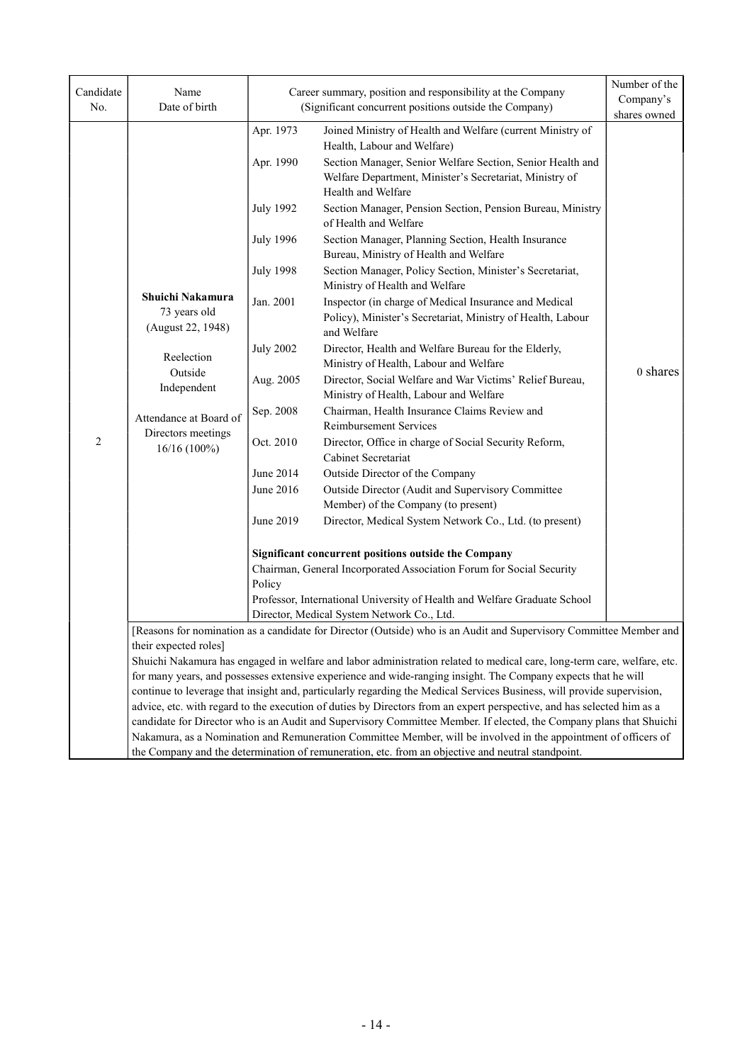| Candidate No. | Name<br>Date of birth | Career summary, position and responsibility at the Company<br>(Significant concurrent positions outside the Company) | Number of the Company's shares owned |
|---|---|---|---|
| 2 | **Shuichi Nakamura**<br>73 years old<br>(August 22, 1948)<br><br>Reelection<br>Outside<br>Independent<br><br>Attendance at Board of Directors meetings<br>16/16 (100%) | Apr. 1973 Joined Ministry of Health and Welfare (current Ministry of Health, Labour and Welfare)<br>Apr. 1990 Section Manager, Senior Welfare Section, Senior Health and Welfare Department, Minister's Secretariat, Ministry of Health and Welfare<br>July 1992 Section Manager, Pension Section, Pension Bureau, Ministry of Health and Welfare<br>July 1996 Section Manager, Planning Section, Health Insurance Bureau, Ministry of Health and Welfare<br>July 1998 Section Manager, Policy Section, Minister's Secretariat, Ministry of Health and Welfare<br>Jan. 2001 Inspector (in charge of Medical Insurance and Medical Policy), Minister's Secretariat, Ministry of Health, Labour and Welfare<br>July 2002 Director, Health and Welfare Bureau for the Elderly, Ministry of Health, Labour and Welfare<br>Aug. 2005 Director, Social Welfare and War Victims' Relief Bureau, Ministry of Health, Labour and Welfare<br>Sep. 2008 Chairman, Health Insurance Claims Review and Reimbursement Services<br>Oct. 2010 Director, Office in charge of Social Security Reform, Cabinet Secretariat<br>June 2014 Outside Director of the Company<br>June 2016 Outside Director (Audit and Supervisory Committee Member) of the Company (to present)<br>June 2019 Director, Medical System Network Co., Ltd. (to present)<br><br>**Significant concurrent positions outside the Company**<br>Chairman, General Incorporated Association Forum for Social Security Policy<br>Professor, International University of Health and Welfare Graduate School<br>Director, Medical System Network Co., Ltd. | 0 shares |
| | [Reasons for nomination as a candidate for Director (Outside) who is an Audit and Supervisory Committee Member and their expected roles]<br>Shuichi Nakamura has engaged in welfare and labor administration related to medical care, long-term care, welfare, etc. for many years, and possesses extensive experience and wide-ranging insight. The Company expects that he will continue to leverage that insight and, particularly regarding the Medical Services Business, will provide supervision, advice, etc. with regard to the execution of duties by Directors from an expert perspective, and has selected him as a candidate for Director who is an Audit and Supervisory Committee Member. If elected, the Company plans that Shuichi Nakamura, as a Nomination and Remuneration Committee Member, will be involved in the appointment of officers of the Company and the determination of remuneration, etc. from an objective and neutral standpoint. | | |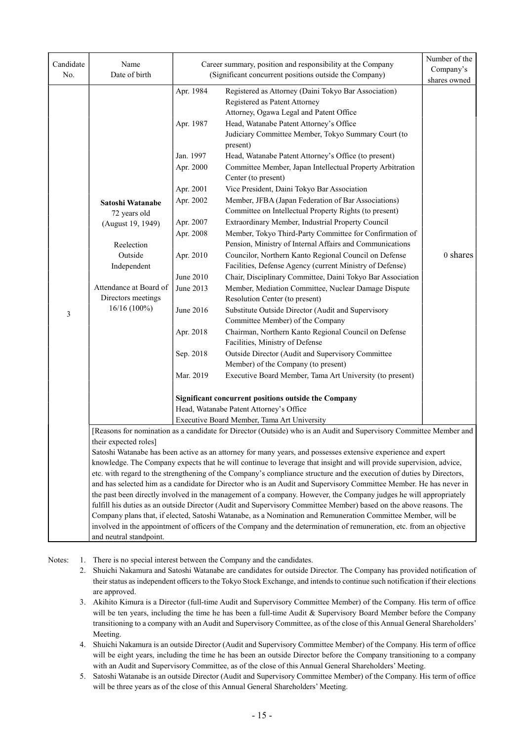| Candidate No. | Name<br>Date of birth | Career summary, position and responsibility at the Company<br>(Significant concurrent positions outside the Company) | | Number of the Company's shares owned |
|---|---|---|---|---|
| 3 | **Satoshi Watanabe**<br>72 years old<br>(August 19, 1949)<br><br>Reelection<br>Outside<br>Independent<br><br>Attendance at Board of Directors meetings<br>16/16 (100%) | Apr. 1984 | Registered as Attorney (Daini Tokyo Bar Association)<br>Registered as Patent Attorney<br>Attorney, Ogawa Legal and Patent Office | 0 shares |
| | | Apr. 1987 | Head, Watanabe Patent Attorney's Office<br>Judiciary Committee Member, Tokyo Summary Court (to present) | |
| | | Jan. 1997 | Head, Watanabe Patent Attorney's Office (to present) | |
| | | Apr. 2000 | Committee Member, Japan Intellectual Property Arbitration Center (to present) | |
| | | Apr. 2001 | Vice President, Daini Tokyo Bar Association | |
| | | Apr. 2002 | Member, JFBA (Japan Federation of Bar Associations) Committee on Intellectual Property Rights (to present) | |
| | | Apr. 2007 | Extraordinary Member, Industrial Property Council | |
| | | Apr. 2008 | Member, Tokyo Third-Party Committee for Confirmation of Pension, Ministry of Internal Affairs and Communications | |
| | | Apr. 2010 | Councilor, Northern Kanto Regional Council on Defense Facilities, Defense Agency (current Ministry of Defense) | |
| | | June 2010 | Chair, Disciplinary Committee, Daini Tokyo Bar Association | |
| | | June 2013 | Member, Mediation Committee, Nuclear Damage Dispute Resolution Center (to present) | |
| | | June 2016 | Substitute Outside Director (Audit and Supervisory Committee Member) of the Company | |
| | | Apr. 2018 | Chairman, Northern Kanto Regional Council on Defense Facilities, Ministry of Defense | |
| | | Sep. 2018 | Outside Director (Audit and Supervisory Committee Member) of the Company (to present) | |
| | | Mar. 2019 | Executive Board Member, Tama Art University (to present) | |
| | | **Significant concurrent positions outside the Company**<br>Head, Watanabe Patent Attorney's Office<br>Executive Board Member, Tama Art University | | |
| | [Reasons for nomination as a candidate for Director (Outside) who is an Audit and Supervisory Committee Member and their expected roles]<br>Satoshi Watanabe has been active as an attorney for many years, and possesses extensive experience and expert knowledge. The Company expects that he will continue to leverage that insight and will provide supervision, advice, etc. with regard to the strengthening of the Company's compliance structure and the execution of duties by Directors, and has selected him as a candidate for Director who is an Audit and Supervisory Committee Member. He has never in the past been directly involved in the management of a company. However, the Company judges he will appropriately fulfill his duties as an outside Director (Audit and Supervisory Committee Member) based on the above reasons. The Company plans that, if elected, Satoshi Watanabe, as a Nomination and Remuneration Committee Member, will be involved in the appointment of officers of the Company and the determination of remuneration, etc. from an objective and neutral standpoint. | | | |

Notes:
1. There is no special interest between the Company and the candidates.
2. Shuichi Nakamura and Satoshi Watanabe are candidates for outside Director. The Company has provided notification of their status as independent officers to the Tokyo Stock Exchange, and intends to continue such notification if their elections are approved.
3. Akihito Kimura is a Director (full-time Audit and Supervisory Committee Member) of the Company. His term of office will be ten years, including the time he has been a full-time Audit & Supervisory Board Member before the Company transitioning to a company with an Audit and Supervisory Committee, as of the close of this Annual General Shareholders' Meeting.
4. Shuichi Nakamura is an outside Director (Audit and Supervisory Committee Member) of the Company. His term of office will be eight years, including the time he has been an outside Director before the Company transitioning to a company with an Audit and Supervisory Committee, as of the close of this Annual General Shareholders' Meeting.
5. Satoshi Watanabe is an outside Director (Audit and Supervisory Committee Member) of the Company. His term of office will be three years as of the close of this Annual General Shareholders' Meeting.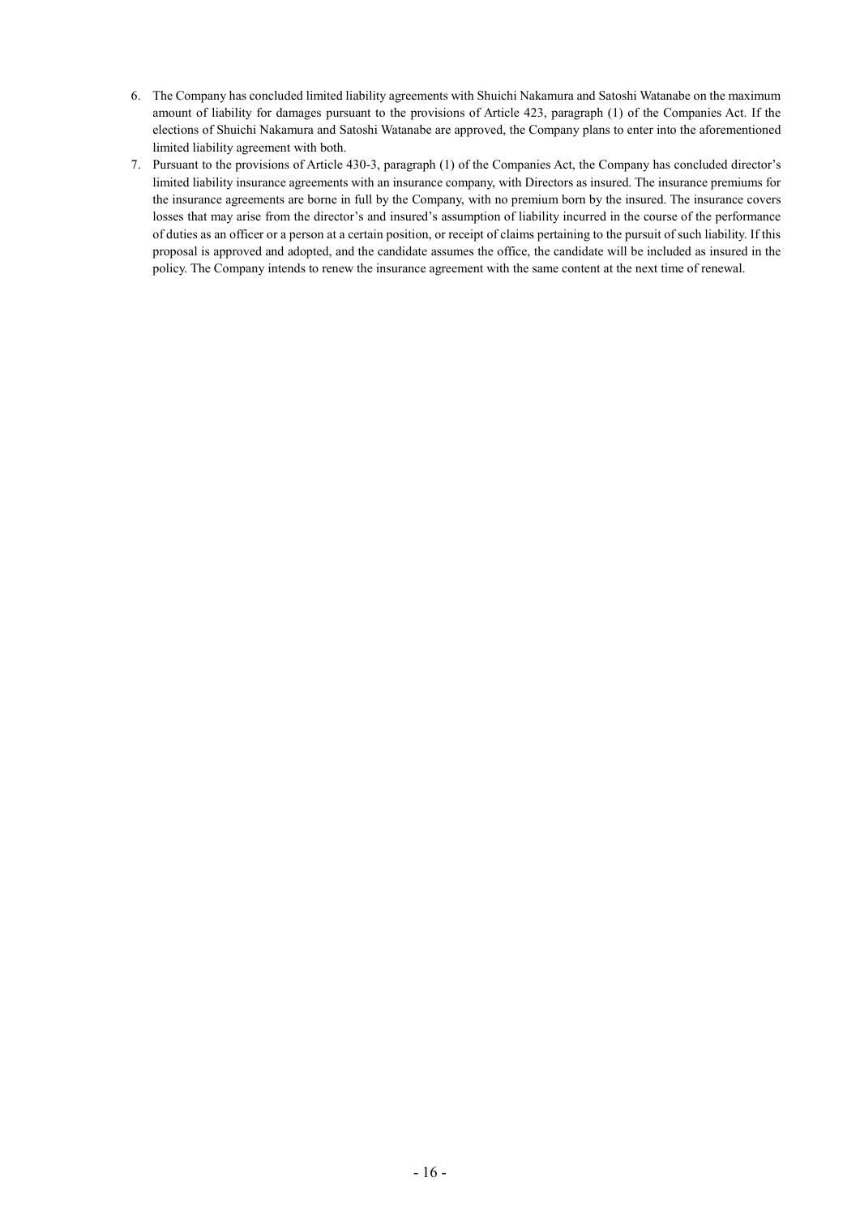6. The Company has concluded limited liability agreements with Shuichi Nakamura and Satoshi Watanabe on the maximum amount of liability for damages pursuant to the provisions of Article 423, paragraph (1) of the Companies Act. If the elections of Shuichi Nakamura and Satoshi Watanabe are approved, the Company plans to enter into the aforementioned limited liability agreement with both.
7. Pursuant to the provisions of Article 430-3, paragraph (1) of the Companies Act, the Company has concluded director's limited liability insurance agreements with an insurance company, with Directors as insured. The insurance premiums for the insurance agreements are borne in full by the Company, with no premium born by the insured. The insurance covers losses that may arise from the director's and insured's assumption of liability incurred in the course of the performance of duties as an officer or a person at a certain position, or receipt of claims pertaining to the pursuit of such liability. If this proposal is approved and adopted, and the candidate assumes the office, the candidate will be included as insured in the policy. The Company intends to renew the insurance agreement with the same content at the next time of renewal.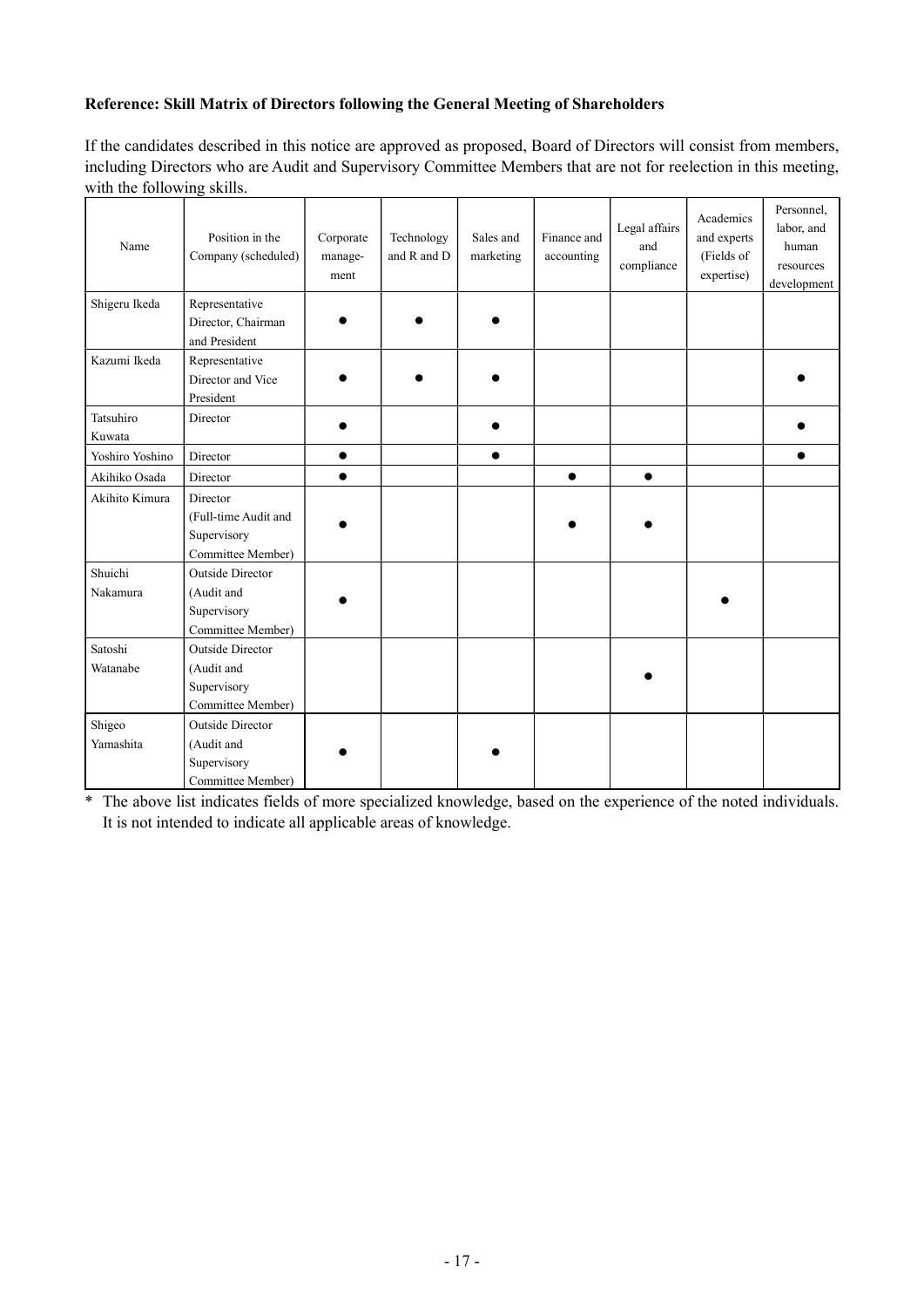**Reference: Skill Matrix of Directors following the General Meeting of Shareholders**

If the candidates described in this notice are approved as proposed, Board of Directors will consist from members, including Directors who are Audit and Supervisory Committee Members that are not for reelection in this meeting, with the following skills.

| Name | Position in the Company (scheduled) | Corporate manage-ment | Technology and R and D | Sales and marketing | Finance and accounting | Legal affairs and compliance | Academics and experts (Fields of expertise) | Personnel, labor, and human resources development |
|---|---|---|---|---|---|---|---|---|
| Shigeru Ikeda | Representative Director, Chairman and President | ● | ● | ● | | | | |
| Kazumi Ikeda | Representative Director and Vice President | ● | ● | ● | | | | ● |
| Tatsuhiro Kuwata | Director | ● | | ● | | | | ● |
| Yoshiro Yoshino | Director | ● | | ● | | | | ● |
| Akihiko Osada | Director | ● | | | ● | ● | | |
| Akihito Kimura | Director (Full-time Audit and Supervisory Committee Member) | ● | | | ● | ● | | |
| Shuichi Nakamura | Outside Director (Audit and Supervisory Committee Member) | ● | | | | | ● | |
| Satoshi Watanabe | Outside Director (Audit and Supervisory Committee Member) | | | | | ● | | |
| Shigeo Yamashita | Outside Director (Audit and Supervisory Committee Member) | ● | | ● | | | | |

* The above list indicates fields of more specialized knowledge, based on the experience of the noted individuals. It is not intended to indicate all applicable areas of knowledge.